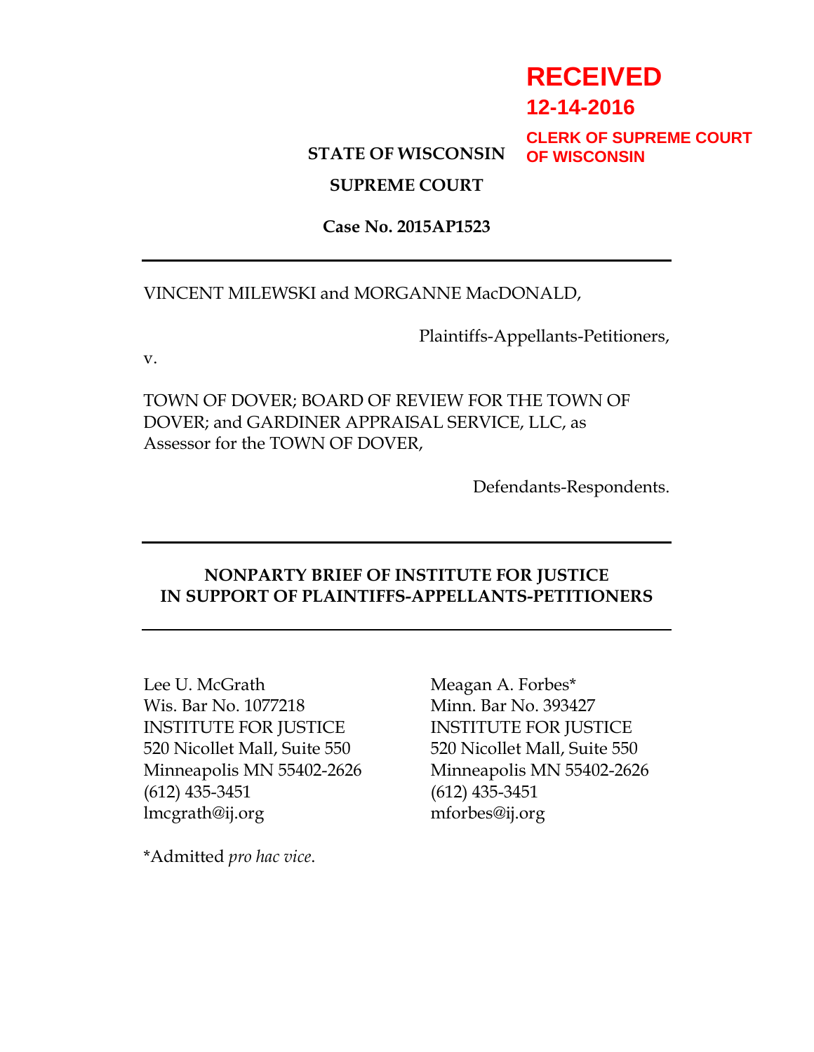**RECEIVED**
**12-14-2016**
**CLERK OF SUPREME COURT OF WISCONSIN**

**STATE OF WISCONSIN**

**SUPREME COURT**

**Case No. 2015AP1523**

---

VINCENT MILEWSKI and MORGANNE MacDONALD,

Plaintiffs-Appellants-Petitioners,

v.

TOWN OF DOVER; BOARD OF REVIEW FOR THE TOWN OF DOVER; and GARDINER APPRAISAL SERVICE, LLC, as Assessor for the TOWN OF DOVER,

Defendants-Respondents.

---

**NONPARTY BRIEF OF INSTITUTE FOR JUSTICE IN SUPPORT OF PLAINTIFFS-APPELLANTS-PETITIONERS**

---

Lee U. McGrath
Wis. Bar No. 1077218
INSTITUTE FOR JUSTICE
520 Nicollet Mall, Suite 550
Minneapolis MN 55402-2626
(612) 435-3451
lmcgrath@ij.org

Meagan A. Forbes*
Minn. Bar No. 393427
INSTITUTE FOR JUSTICE
520 Nicollet Mall, Suite 550
Minneapolis MN 55402-2626
(612) 435-3451
mforbes@ij.org

*Admitted *pro hac vice*.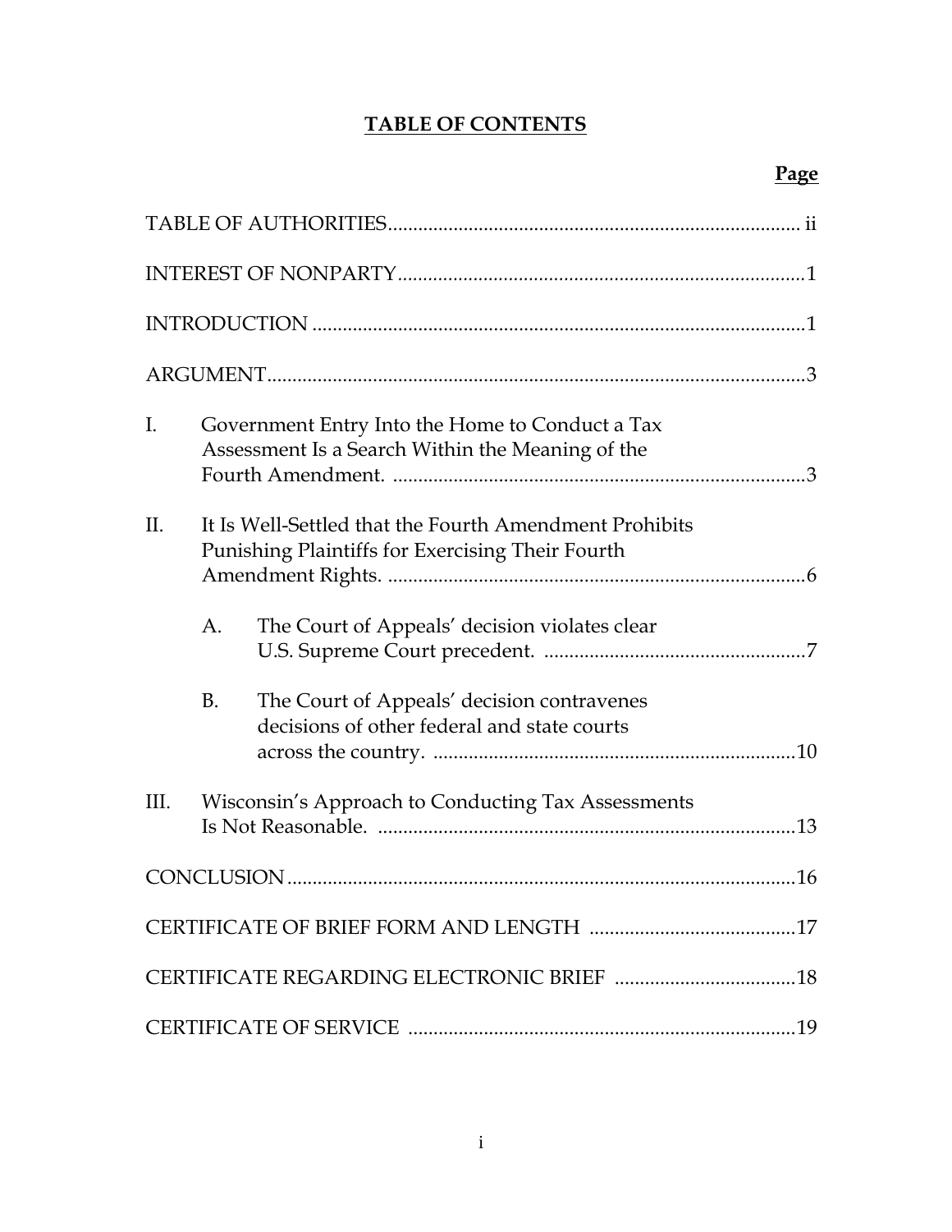# TABLE OF CONTENTS

| | Page |
|---|---|
| TABLE OF AUTHORITIES | ii |
| INTEREST OF NONPARTY | 1 |
| INTRODUCTION | 1 |
| ARGUMENT | 3 |
| I. Government Entry Into the Home to Conduct a Tax Assessment Is a Search Within the Meaning of the Fourth Amendment. | 3 |
| II. It Is Well-Settled that the Fourth Amendment Prohibits Punishing Plaintiffs for Exercising Their Fourth Amendment Rights. | 6 |
| A. The Court of Appeals' decision violates clear U.S. Supreme Court precedent. | 7 |
| B. The Court of Appeals' decision contravenes decisions of other federal and state courts across the country. | 10 |
| III. Wisconsin's Approach to Conducting Tax Assessments Is Not Reasonable. | 13 |
| CONCLUSION | 16 |
| CERTIFICATE OF BRIEF FORM AND LENGTH | 17 |
| CERTIFICATE REGARDING ELECTRONIC BRIEF | 18 |
| CERTIFICATE OF SERVICE | 19 |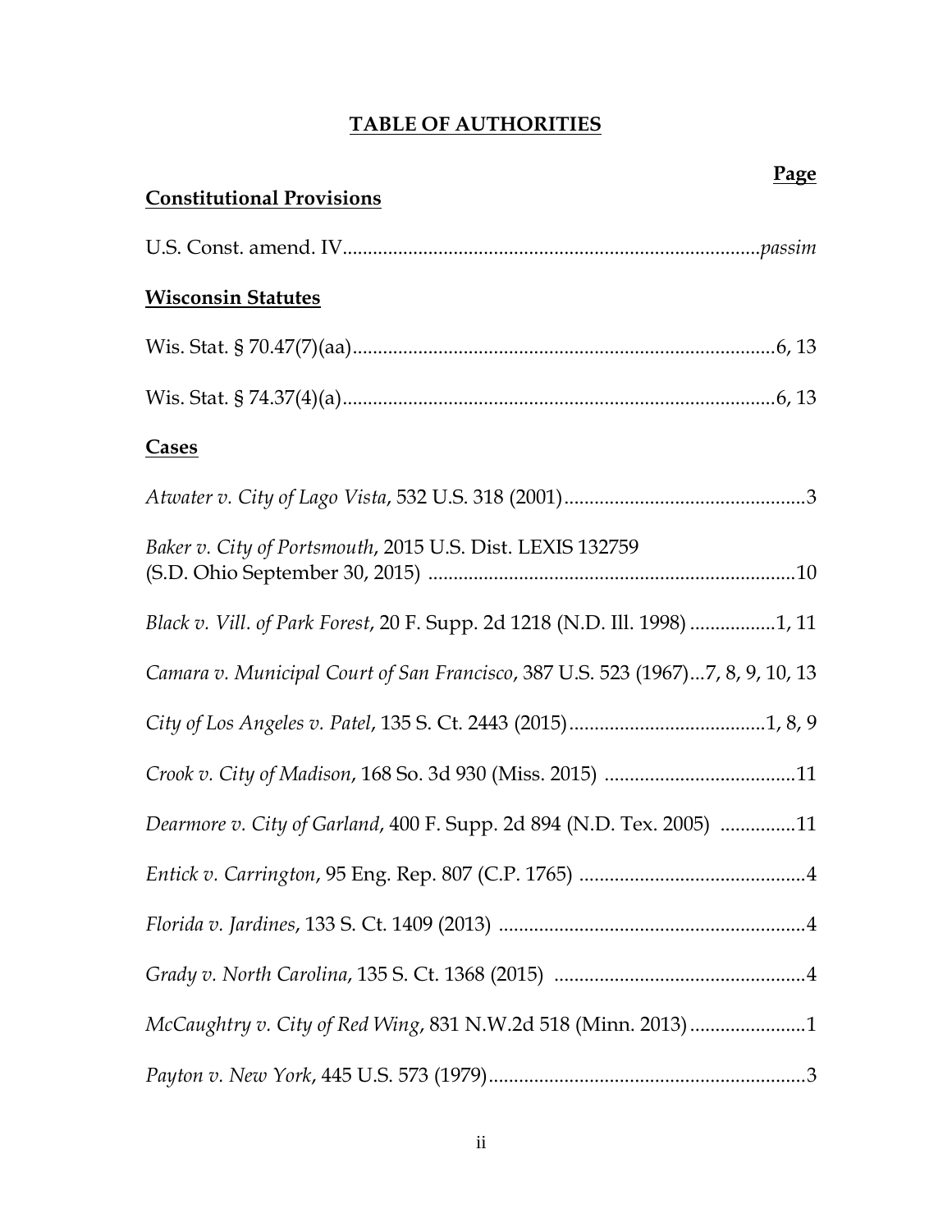# TABLE OF AUTHORITIES

**Page**

**Constitutional Provisions**

U.S. Const. amend. IV................................................................................*passim*

**Wisconsin Statutes**

Wis. Stat. § 70.47(7)(aa)..................................................................................6, 13

Wis. Stat. § 74.37(4)(a)....................................................................................6, 13

**Cases**

*Atwater v. City of Lago Vista*, 532 U.S. 318 (2001)................................................3

*Baker v. City of Portsmouth*, 2015 U.S. Dist. LEXIS 132759
(S.D. Ohio September 30, 2015) ........................................................................10

*Black v. Vill. of Park Forest*, 20 F. Supp. 2d 1218 (N.D. Ill. 1998) .................1, 11

*Camara v. Municipal Court of San Francisco*, 387 U.S. 523 (1967)...7, 8, 9, 10, 13

*City of Los Angeles v. Patel*, 135 S. Ct. 2443 (2015).......................................1, 8, 9

*Crook v. City of Madison*, 168 So. 3d 930 (Miss. 2015) ......................................11

*Dearmore v. City of Garland*, 400 F. Supp. 2d 894 (N.D. Tex. 2005) ...............11

*Entick v. Carrington*, 95 Eng. Rep. 807 (C.P. 1765) .............................................4

*Florida v. Jardines*, 133 S. Ct. 1409 (2013) .............................................................4

*Grady v. North Carolina*, 135 S. Ct. 1368 (2015) ..................................................4

*McCaughtry v. City of Red Wing*, 831 N.W.2d 518 (Minn. 2013).......................1

*Payton v. New York*, 445 U.S. 573 (1979)...............................................................3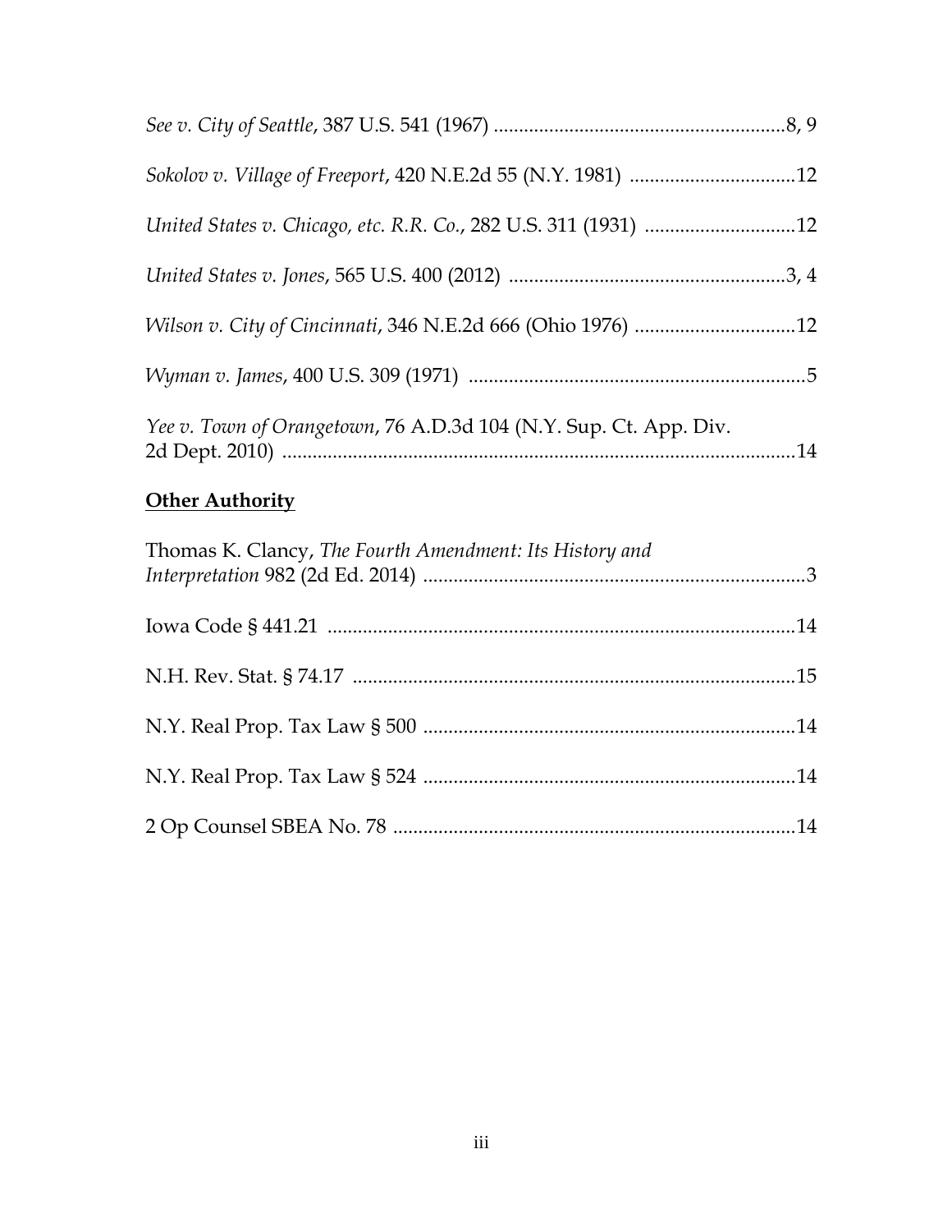*See v. City of Seattle*, 387 U.S. 541 (1967) ........................................................8, 9

*Sokolov v. Village of Freeport*, 420 N.E.2d 55 (N.Y. 1981) ................................12

*United States v. Chicago, etc. R.R. Co.*, 282 U.S. 311 (1931) .............................12

*United States v. Jones*, 565 U.S. 400 (2012) ......................................................3, 4

*Wilson v. City of Cincinnati*, 346 N.E.2d 666 (Ohio 1976) ................................12

*Wyman v. James*, 400 U.S. 309 (1971) ..................................................................5

*Yee v. Town of Orangetown*, 76 A.D.3d 104 (N.Y. Sup. Ct. App. Div. 2d Dept. 2010) .....................................................................................................14

**Other Authority**

Thomas K. Clancy, *The Fourth Amendment: Its History and Interpretation* 982 (2d Ed. 2014) ..........................................................................3

Iowa Code § 441.21 ............................................................................................14

N.H. Rev. Stat. § 74.17 .......................................................................................15

N.Y. Real Prop. Tax Law § 500 .........................................................................14

N.Y. Real Prop. Tax Law § 524 .........................................................................14

2 Op Counsel SBEA No. 78 ...............................................................................14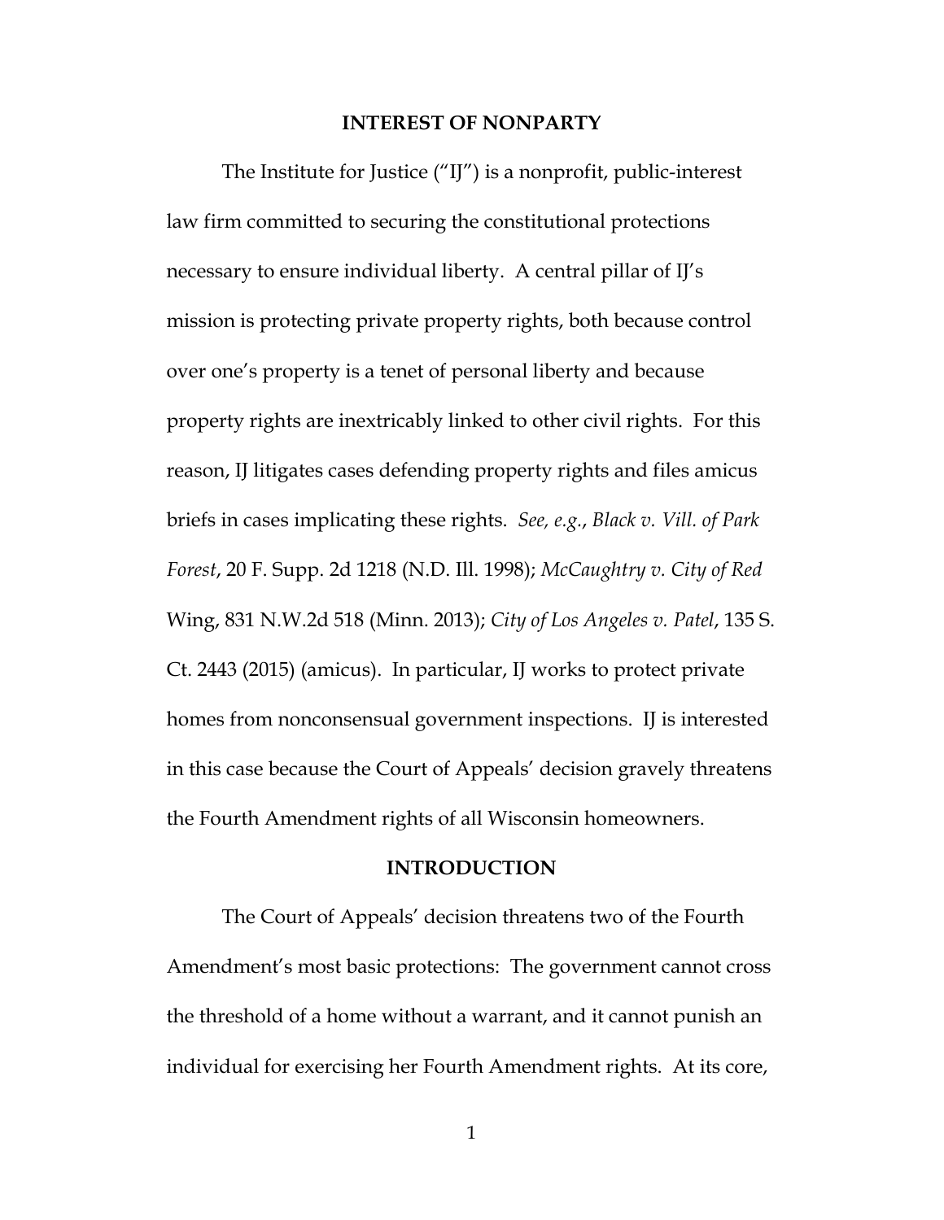## INTEREST OF NONPARTY

The Institute for Justice ("IJ") is a nonprofit, public-interest law firm committed to securing the constitutional protections necessary to ensure individual liberty. A central pillar of IJ's mission is protecting private property rights, both because control over one's property is a tenet of personal liberty and because property rights are inextricably linked to other civil rights. For this reason, IJ litigates cases defending property rights and files amicus briefs in cases implicating these rights. *See, e.g.*, *Black v. Vill. of Park Forest*, 20 F. Supp. 2d 1218 (N.D. Ill. 1998); *McCaughtry v. City of Red* Wing, 831 N.W.2d 518 (Minn. 2013); *City of Los Angeles v. Patel*, 135 S. Ct. 2443 (2015) (amicus). In particular, IJ works to protect private homes from nonconsensual government inspections. IJ is interested in this case because the Court of Appeals' decision gravely threatens the Fourth Amendment rights of all Wisconsin homeowners.

## INTRODUCTION

The Court of Appeals' decision threatens two of the Fourth Amendment's most basic protections: The government cannot cross the threshold of a home without a warrant, and it cannot punish an individual for exercising her Fourth Amendment rights. At its core,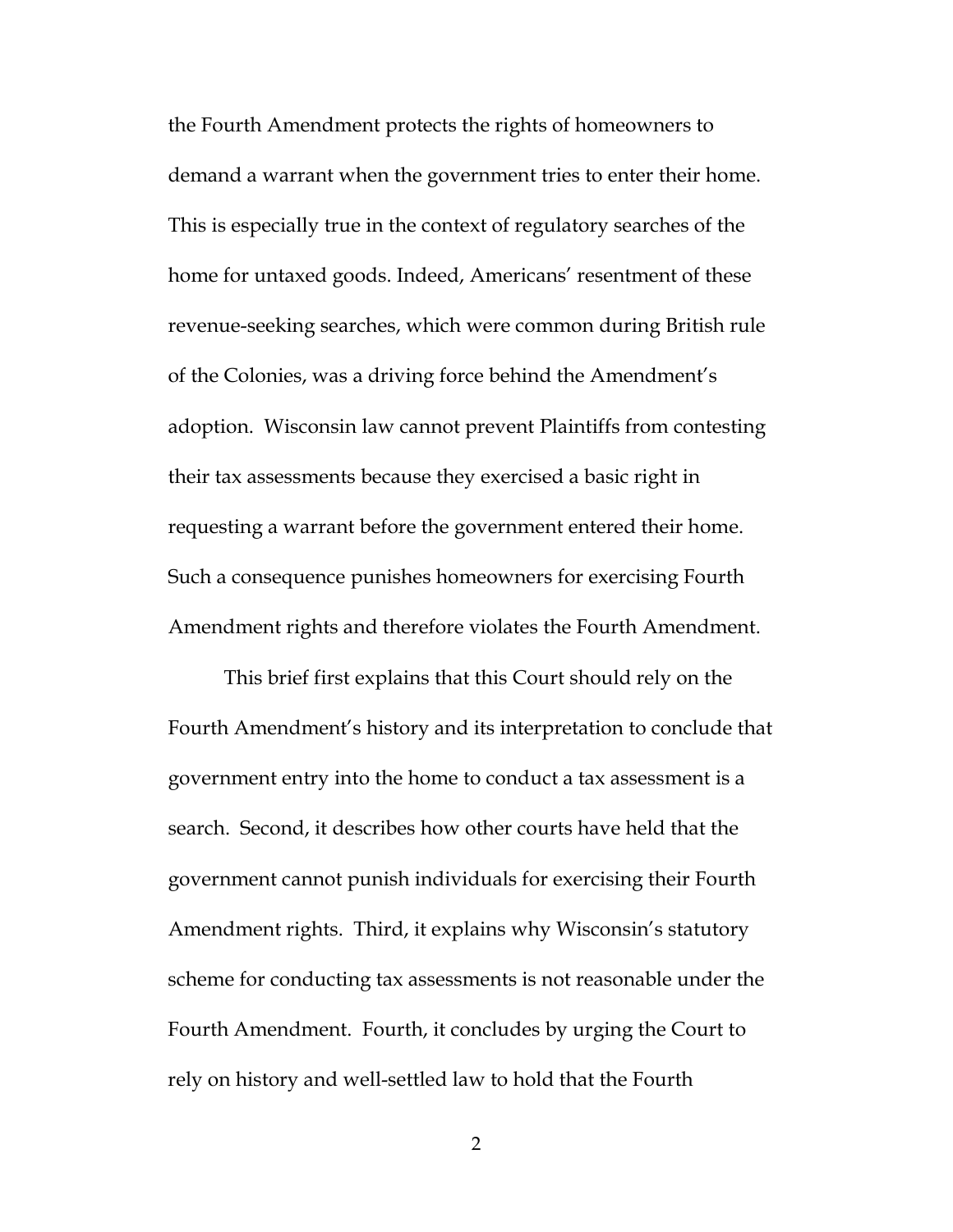the Fourth Amendment protects the rights of homeowners to demand a warrant when the government tries to enter their home. This is especially true in the context of regulatory searches of the home for untaxed goods. Indeed, Americans' resentment of these revenue-seeking searches, which were common during British rule of the Colonies, was a driving force behind the Amendment's adoption. Wisconsin law cannot prevent Plaintiffs from contesting their tax assessments because they exercised a basic right in requesting a warrant before the government entered their home. Such a consequence punishes homeowners for exercising Fourth Amendment rights and therefore violates the Fourth Amendment.

This brief first explains that this Court should rely on the Fourth Amendment's history and its interpretation to conclude that government entry into the home to conduct a tax assessment is a search. Second, it describes how other courts have held that the government cannot punish individuals for exercising their Fourth Amendment rights. Third, it explains why Wisconsin's statutory scheme for conducting tax assessments is not reasonable under the Fourth Amendment. Fourth, it concludes by urging the Court to rely on history and well-settled law to hold that the Fourth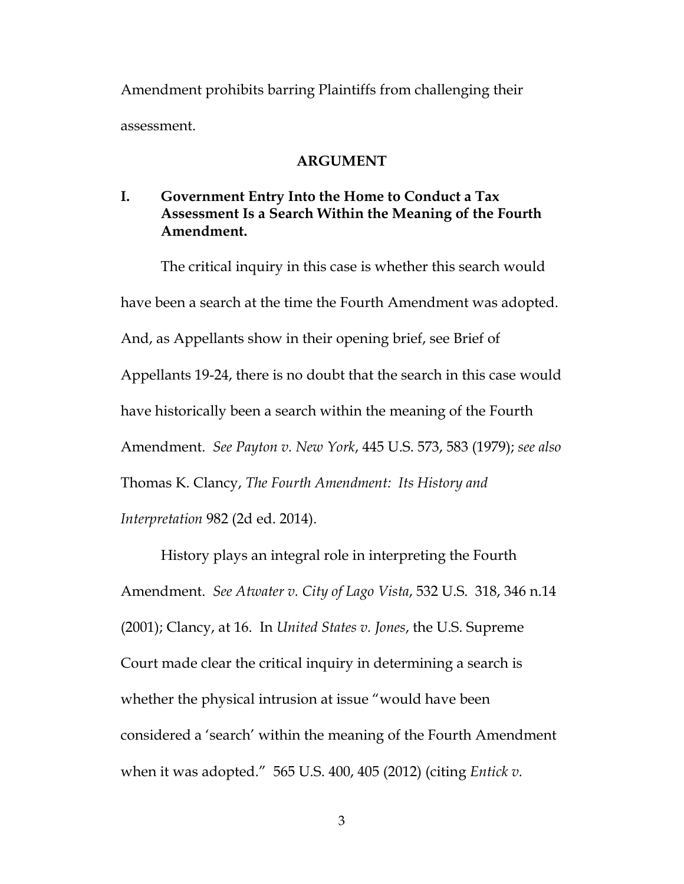Amendment prohibits barring Plaintiffs from challenging their assessment.

## ARGUMENT

### I. Government Entry Into the Home to Conduct a Tax Assessment Is a Search Within the Meaning of the Fourth Amendment.

The critical inquiry in this case is whether this search would have been a search at the time the Fourth Amendment was adopted. And, as Appellants show in their opening brief, see Brief of Appellants 19-24, there is no doubt that the search in this case would have historically been a search within the meaning of the Fourth Amendment. *See Payton v. New York*, 445 U.S. 573, 583 (1979); *see also* Thomas K. Clancy, *The Fourth Amendment: Its History and Interpretation* 982 (2d ed. 2014).

History plays an integral role in interpreting the Fourth Amendment. *See Atwater v. City of Lago Vista*, 532 U.S. 318, 346 n.14 (2001); Clancy, at 16. In *United States v. Jones*, the U.S. Supreme Court made clear the critical inquiry in determining a search is whether the physical intrusion at issue "would have been considered a 'search' within the meaning of the Fourth Amendment when it was adopted." 565 U.S. 400, 405 (2012) (citing *Entick v.*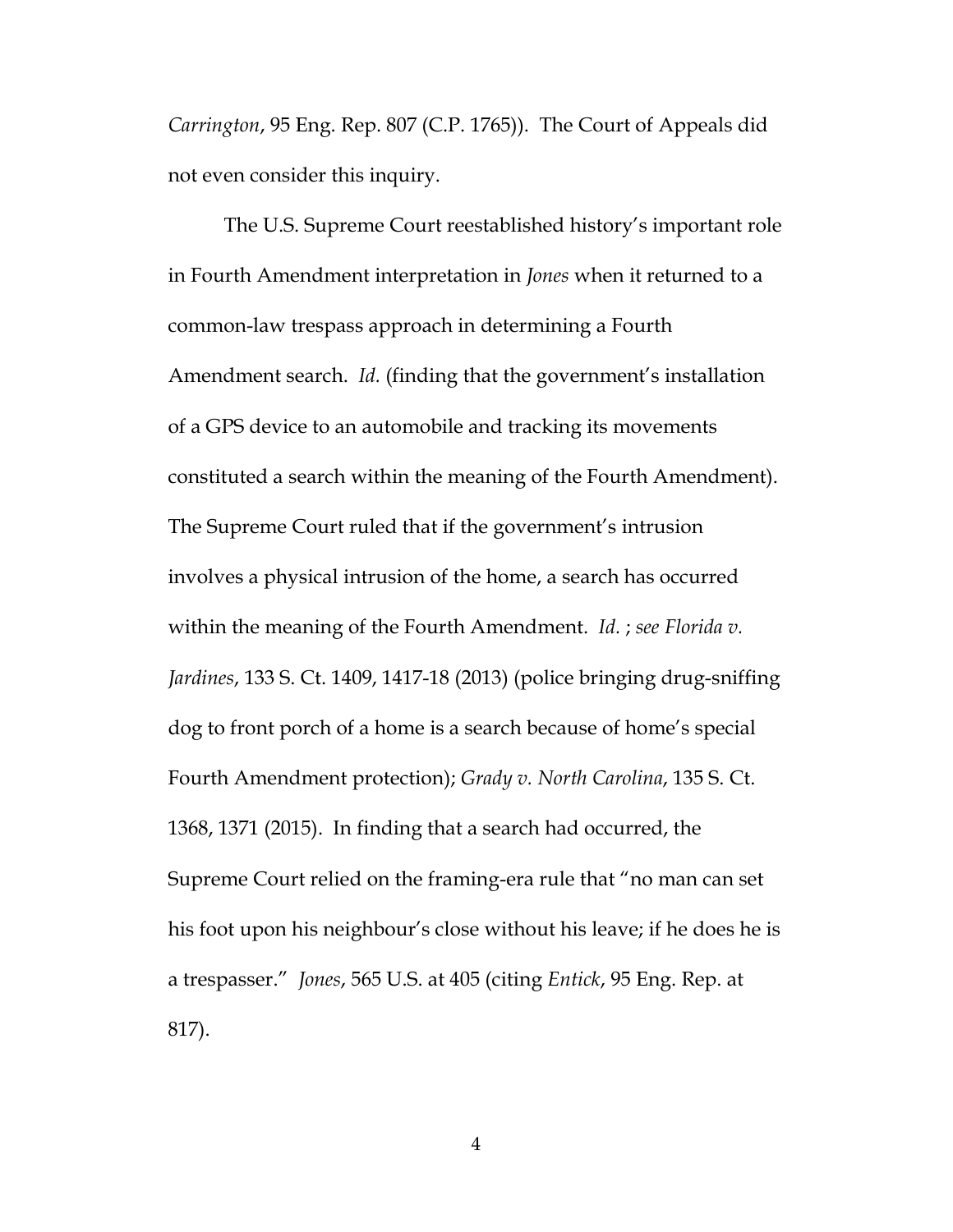*Carrington*, 95 Eng. Rep. 807 (C.P. 1765)). The Court of Appeals did not even consider this inquiry.

The U.S. Supreme Court reestablished history's important role in Fourth Amendment interpretation in *Jones* when it returned to a common-law trespass approach in determining a Fourth Amendment search. *Id.* (finding that the government's installation of a GPS device to an automobile and tracking its movements constituted a search within the meaning of the Fourth Amendment). The Supreme Court ruled that if the government's intrusion involves a physical intrusion of the home, a search has occurred within the meaning of the Fourth Amendment. *Id.* ; *see Florida v. Jardines*, 133 S. Ct. 1409, 1417-18 (2013) (police bringing drug-sniffing dog to front porch of a home is a search because of home's special Fourth Amendment protection); *Grady v. North Carolina*, 135 S. Ct. 1368, 1371 (2015). In finding that a search had occurred, the Supreme Court relied on the framing-era rule that "no man can set his foot upon his neighbour's close without his leave; if he does he is a trespasser." *Jones*, 565 U.S. at 405 (citing *Entick*, 95 Eng. Rep. at 817).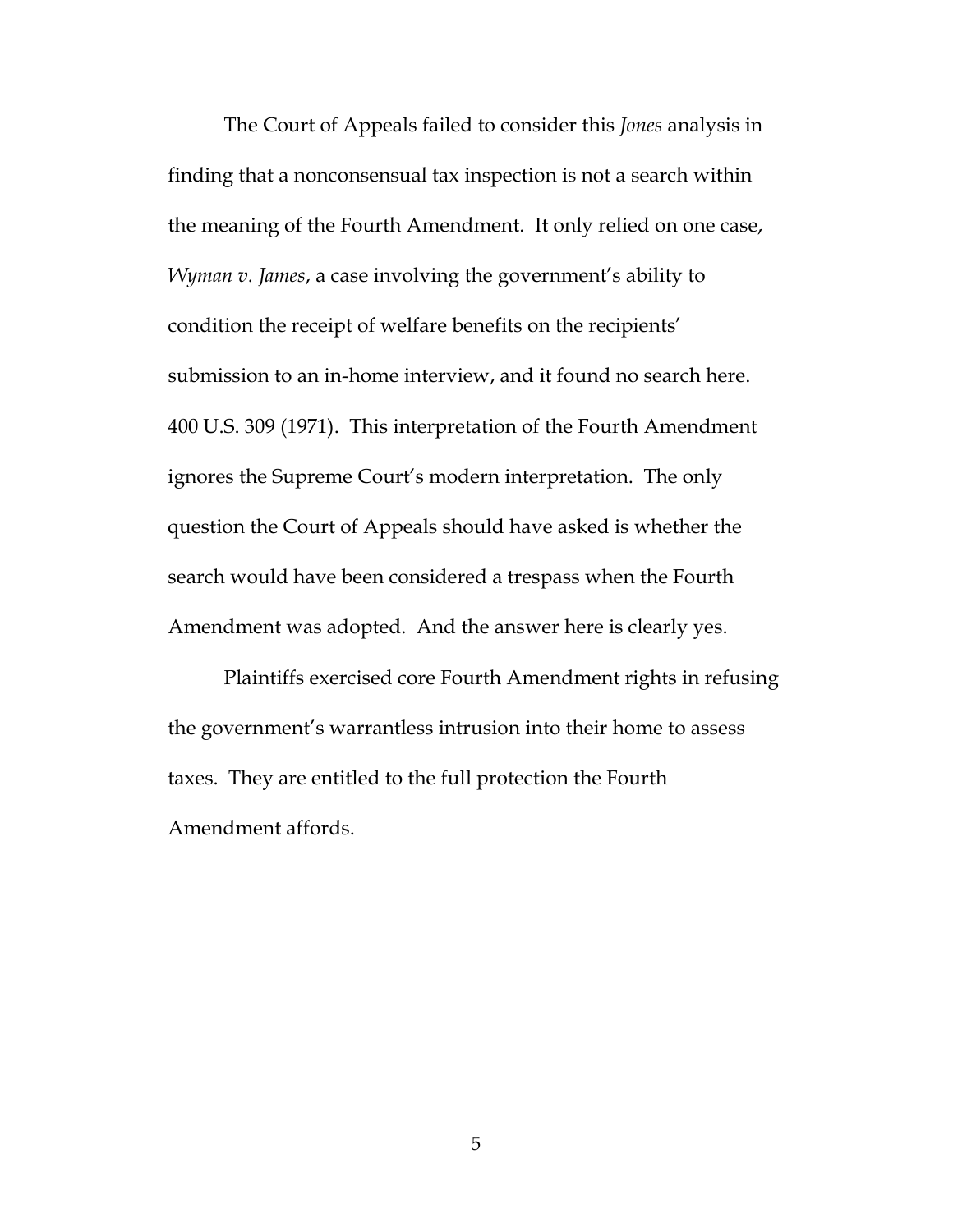The Court of Appeals failed to consider this *Jones* analysis in finding that a nonconsensual tax inspection is not a search within the meaning of the Fourth Amendment. It only relied on one case, *Wyman v. James*, a case involving the government's ability to condition the receipt of welfare benefits on the recipients' submission to an in-home interview, and it found no search here. 400 U.S. 309 (1971). This interpretation of the Fourth Amendment ignores the Supreme Court's modern interpretation. The only question the Court of Appeals should have asked is whether the search would have been considered a trespass when the Fourth Amendment was adopted. And the answer here is clearly yes.

Plaintiffs exercised core Fourth Amendment rights in refusing the government's warrantless intrusion into their home to assess taxes. They are entitled to the full protection the Fourth Amendment affords.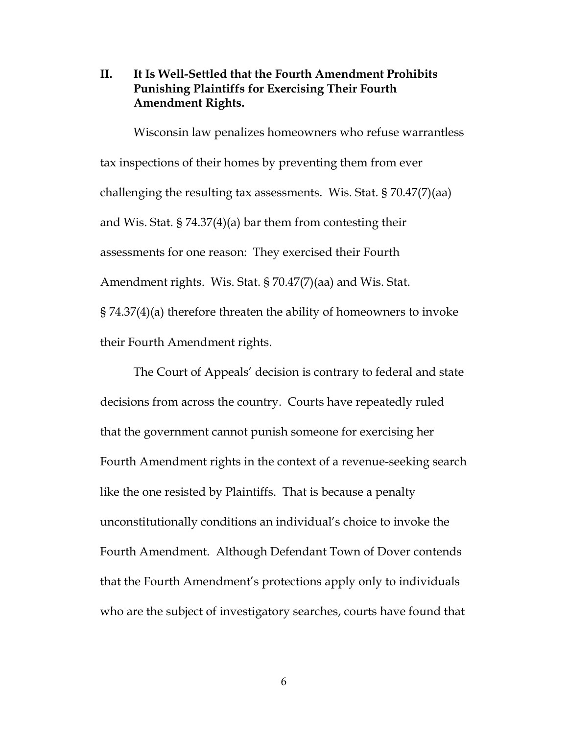## II. It Is Well-Settled that the Fourth Amendment Prohibits Punishing Plaintiffs for Exercising Their Fourth Amendment Rights.

Wisconsin law penalizes homeowners who refuse warrantless tax inspections of their homes by preventing them from ever challenging the resulting tax assessments. Wis. Stat. § 70.47(7)(aa) and Wis. Stat. § 74.37(4)(a) bar them from contesting their assessments for one reason: They exercised their Fourth Amendment rights. Wis. Stat. § 70.47(7)(aa) and Wis. Stat. § 74.37(4)(a) therefore threaten the ability of homeowners to invoke their Fourth Amendment rights.

The Court of Appeals' decision is contrary to federal and state decisions from across the country. Courts have repeatedly ruled that the government cannot punish someone for exercising her Fourth Amendment rights in the context of a revenue-seeking search like the one resisted by Plaintiffs. That is because a penalty unconstitutionally conditions an individual's choice to invoke the Fourth Amendment. Although Defendant Town of Dover contends that the Fourth Amendment's protections apply only to individuals who are the subject of investigatory searches, courts have found that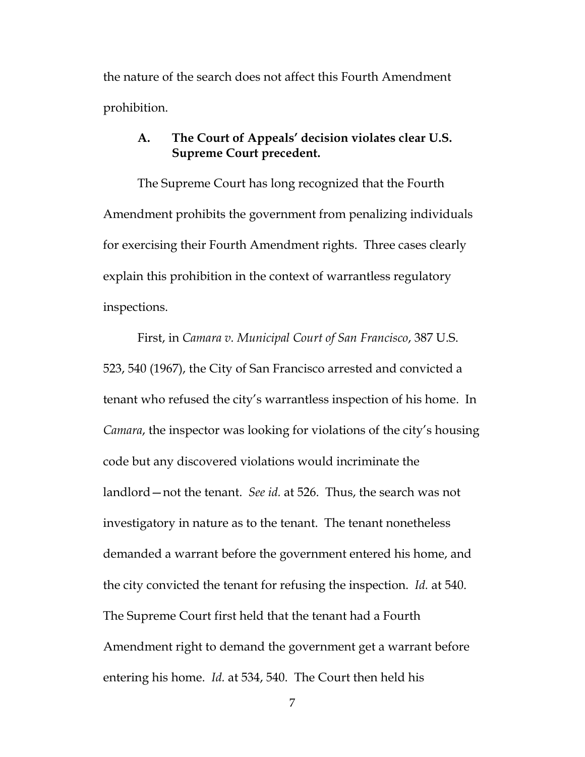the nature of the search does not affect this Fourth Amendment prohibition.

### A. The Court of Appeals' decision violates clear U.S. Supreme Court precedent.

The Supreme Court has long recognized that the Fourth Amendment prohibits the government from penalizing individuals for exercising their Fourth Amendment rights. Three cases clearly explain this prohibition in the context of warrantless regulatory inspections.

First, in *Camara v. Municipal Court of San Francisco*, 387 U.S. 523, 540 (1967), the City of San Francisco arrested and convicted a tenant who refused the city's warrantless inspection of his home. In *Camara*, the inspector was looking for violations of the city's housing code but any discovered violations would incriminate the landlord—not the tenant. *See id.* at 526. Thus, the search was not investigatory in nature as to the tenant. The tenant nonetheless demanded a warrant before the government entered his home, and the city convicted the tenant for refusing the inspection. *Id.* at 540. The Supreme Court first held that the tenant had a Fourth Amendment right to demand the government get a warrant before entering his home. *Id.* at 534, 540. The Court then held his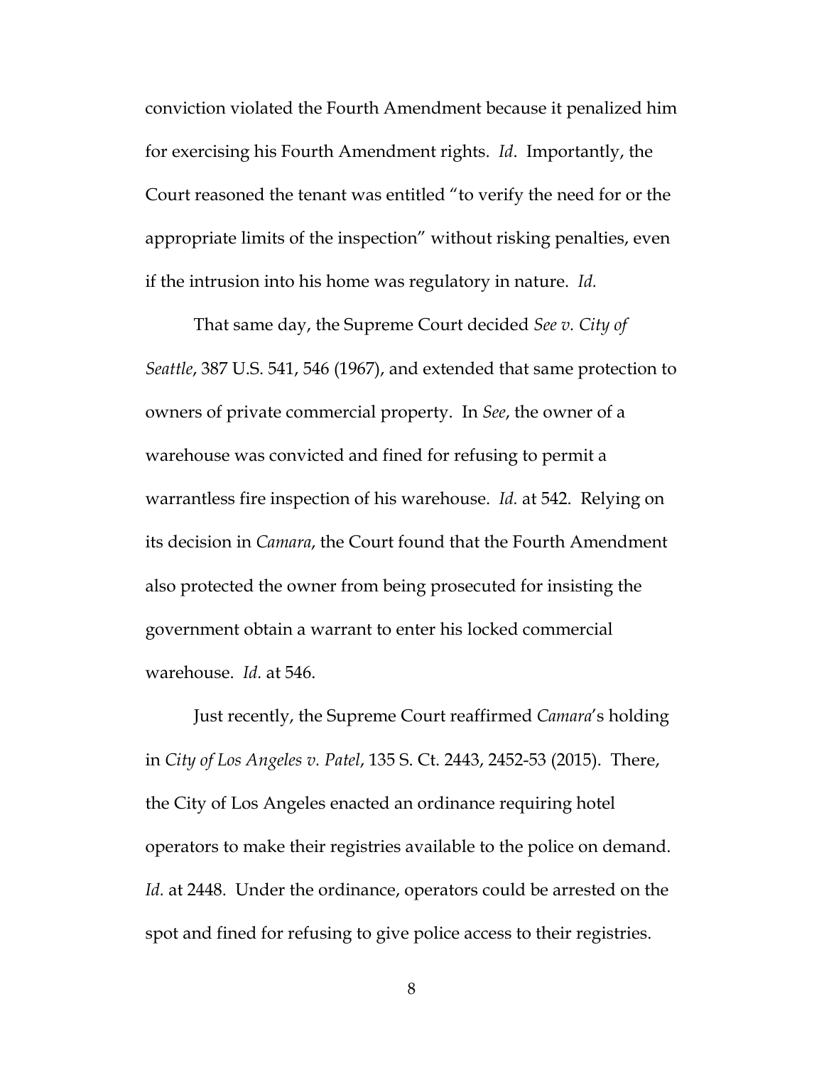conviction violated the Fourth Amendment because it penalized him for exercising his Fourth Amendment rights. *Id*. Importantly, the Court reasoned the tenant was entitled "to verify the need for or the appropriate limits of the inspection" without risking penalties, even if the intrusion into his home was regulatory in nature. *Id.*

That same day, the Supreme Court decided *See v. City of Seattle*, 387 U.S. 541, 546 (1967), and extended that same protection to owners of private commercial property. In *See*, the owner of a warehouse was convicted and fined for refusing to permit a warrantless fire inspection of his warehouse. *Id.* at 542. Relying on its decision in *Camara*, the Court found that the Fourth Amendment also protected the owner from being prosecuted for insisting the government obtain a warrant to enter his locked commercial warehouse. *Id.* at 546.

Just recently, the Supreme Court reaffirmed *Camara*'s holding in *City of Los Angeles v. Patel*, 135 S. Ct. 2443, 2452-53 (2015). There, the City of Los Angeles enacted an ordinance requiring hotel operators to make their registries available to the police on demand. *Id.* at 2448. Under the ordinance, operators could be arrested on the spot and fined for refusing to give police access to their registries.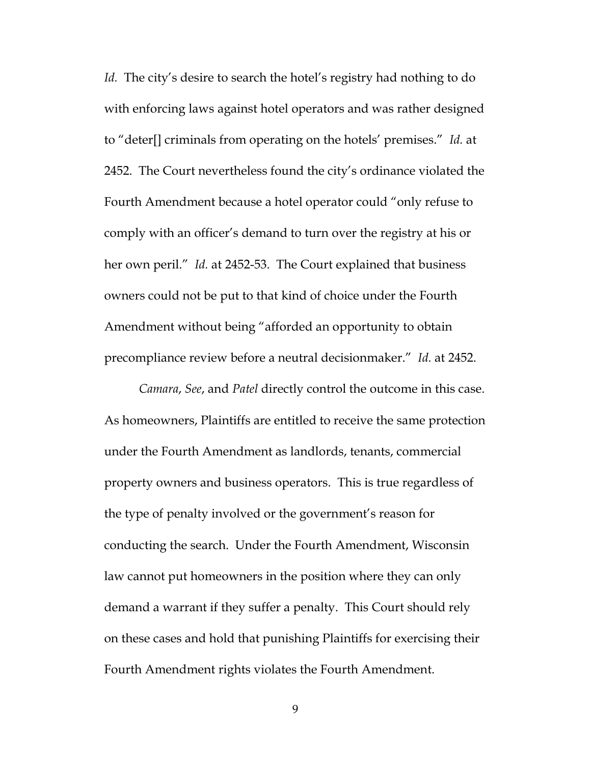*Id.* The city's desire to search the hotel's registry had nothing to do with enforcing laws against hotel operators and was rather designed to "deter[] criminals from operating on the hotels' premises." *Id.* at 2452. The Court nevertheless found the city's ordinance violated the Fourth Amendment because a hotel operator could "only refuse to comply with an officer's demand to turn over the registry at his or her own peril." *Id.* at 2452-53. The Court explained that business owners could not be put to that kind of choice under the Fourth Amendment without being "afforded an opportunity to obtain precompliance review before a neutral decisionmaker." *Id.* at 2452.

*Camara*, *See*, and *Patel* directly control the outcome in this case. As homeowners, Plaintiffs are entitled to receive the same protection under the Fourth Amendment as landlords, tenants, commercial property owners and business operators. This is true regardless of the type of penalty involved or the government's reason for conducting the search. Under the Fourth Amendment, Wisconsin law cannot put homeowners in the position where they can only demand a warrant if they suffer a penalty. This Court should rely on these cases and hold that punishing Plaintiffs for exercising their Fourth Amendment rights violates the Fourth Amendment.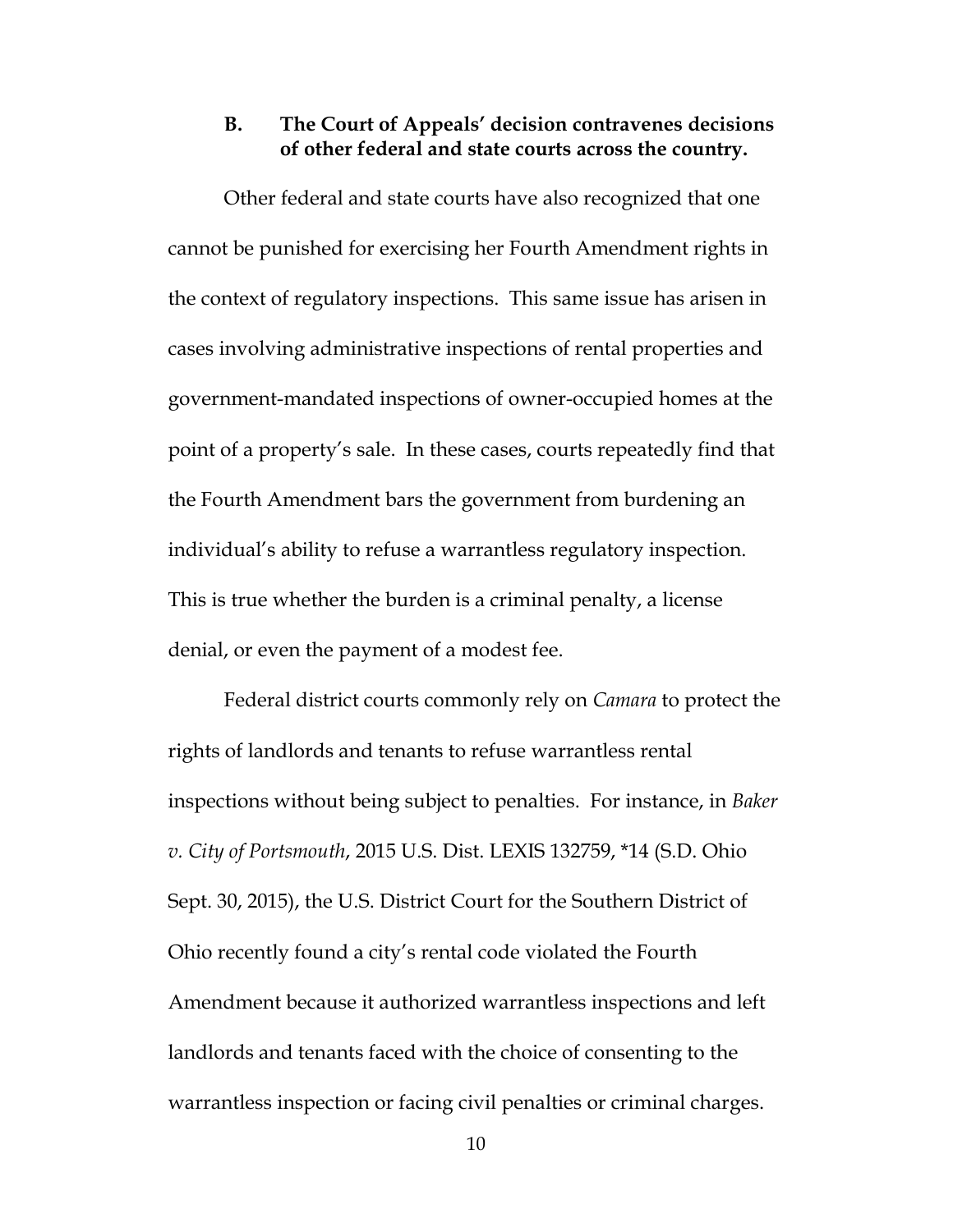### B. The Court of Appeals' decision contravenes decisions of other federal and state courts across the country.

Other federal and state courts have also recognized that one cannot be punished for exercising her Fourth Amendment rights in the context of regulatory inspections. This same issue has arisen in cases involving administrative inspections of rental properties and government-mandated inspections of owner-occupied homes at the point of a property's sale. In these cases, courts repeatedly find that the Fourth Amendment bars the government from burdening an individual's ability to refuse a warrantless regulatory inspection. This is true whether the burden is a criminal penalty, a license denial, or even the payment of a modest fee.

Federal district courts commonly rely on *Camara* to protect the rights of landlords and tenants to refuse warrantless rental inspections without being subject to penalties. For instance, in *Baker v. City of Portsmouth*, 2015 U.S. Dist. LEXIS 132759, *14 (S.D. Ohio Sept. 30, 2015), the U.S. District Court for the Southern District of Ohio recently found a city's rental code violated the Fourth Amendment because it authorized warrantless inspections and left landlords and tenants faced with the choice of consenting to the warrantless inspection or facing civil penalties or criminal charges.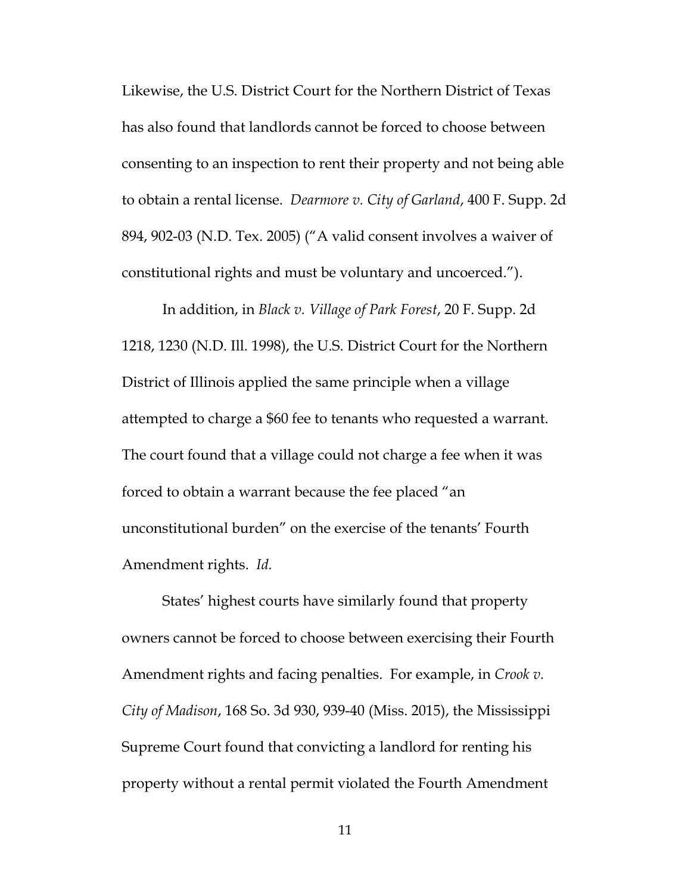Likewise, the U.S. District Court for the Northern District of Texas has also found that landlords cannot be forced to choose between consenting to an inspection to rent their property and not being able to obtain a rental license. *Dearmore v. City of Garland*, 400 F. Supp. 2d 894, 902-03 (N.D. Tex. 2005) ("A valid consent involves a waiver of constitutional rights and must be voluntary and uncoerced.").

In addition, in *Black v. Village of Park Forest*, 20 F. Supp. 2d 1218, 1230 (N.D. Ill. 1998), the U.S. District Court for the Northern District of Illinois applied the same principle when a village attempted to charge a $60 fee to tenants who requested a warrant. The court found that a village could not charge a fee when it was forced to obtain a warrant because the fee placed "an unconstitutional burden" on the exercise of the tenants' Fourth Amendment rights. *Id.*

States' highest courts have similarly found that property owners cannot be forced to choose between exercising their Fourth Amendment rights and facing penalties. For example, in *Crook v. City of Madison*, 168 So. 3d 930, 939-40 (Miss. 2015), the Mississippi Supreme Court found that convicting a landlord for renting his property without a rental permit violated the Fourth Amendment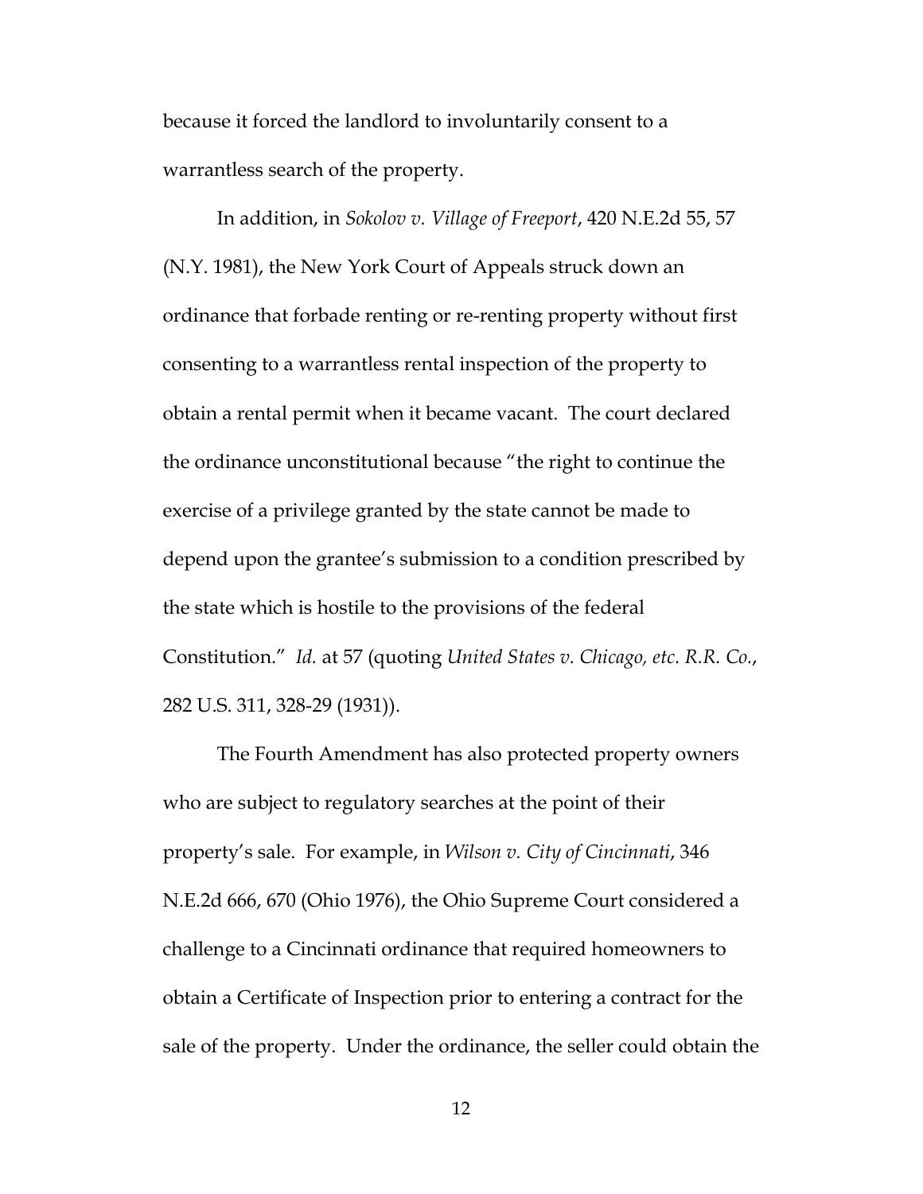because it forced the landlord to involuntarily consent to a warrantless search of the property.

In addition, in *Sokolov v. Village of Freeport*, 420 N.E.2d 55, 57 (N.Y. 1981), the New York Court of Appeals struck down an ordinance that forbade renting or re-renting property without first consenting to a warrantless rental inspection of the property to obtain a rental permit when it became vacant. The court declared the ordinance unconstitutional because "the right to continue the exercise of a privilege granted by the state cannot be made to depend upon the grantee's submission to a condition prescribed by the state which is hostile to the provisions of the federal Constitution." *Id.* at 57 (quoting *United States v. Chicago, etc. R.R. Co.*, 282 U.S. 311, 328-29 (1931)).

The Fourth Amendment has also protected property owners who are subject to regulatory searches at the point of their property's sale. For example, in *Wilson v. City of Cincinnati*, 346 N.E.2d 666, 670 (Ohio 1976), the Ohio Supreme Court considered a challenge to a Cincinnati ordinance that required homeowners to obtain a Certificate of Inspection prior to entering a contract for the sale of the property. Under the ordinance, the seller could obtain the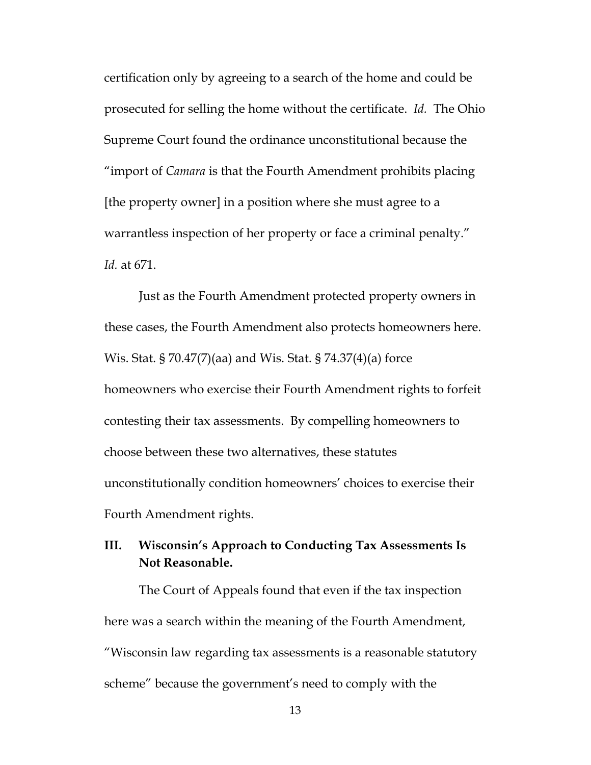certification only by agreeing to a search of the home and could be prosecuted for selling the home without the certificate. *Id.* The Ohio Supreme Court found the ordinance unconstitutional because the "import of *Camara* is that the Fourth Amendment prohibits placing [the property owner] in a position where she must agree to a warrantless inspection of her property or face a criminal penalty." *Id.* at 671.

Just as the Fourth Amendment protected property owners in these cases, the Fourth Amendment also protects homeowners here. Wis. Stat. § 70.47(7)(aa) and Wis. Stat. § 74.37(4)(a) force homeowners who exercise their Fourth Amendment rights to forfeit contesting their tax assessments. By compelling homeowners to choose between these two alternatives, these statutes unconstitutionally condition homeowners' choices to exercise their Fourth Amendment rights.

## III. Wisconsin's Approach to Conducting Tax Assessments Is Not Reasonable.

The Court of Appeals found that even if the tax inspection here was a search within the meaning of the Fourth Amendment, "Wisconsin law regarding tax assessments is a reasonable statutory scheme" because the government's need to comply with the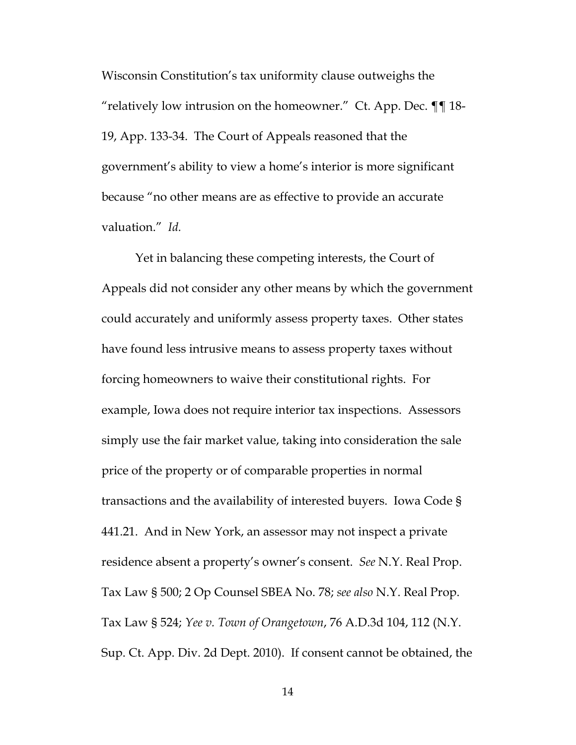Wisconsin Constitution's tax uniformity clause outweighs the "relatively low intrusion on the homeowner." Ct. App. Dec. ¶¶ 18-19, App. 133-34. The Court of Appeals reasoned that the government's ability to view a home's interior is more significant because "no other means are as effective to provide an accurate valuation." *Id.*

Yet in balancing these competing interests, the Court of Appeals did not consider any other means by which the government could accurately and uniformly assess property taxes. Other states have found less intrusive means to assess property taxes without forcing homeowners to waive their constitutional rights. For example, Iowa does not require interior tax inspections. Assessors simply use the fair market value, taking into consideration the sale price of the property or of comparable properties in normal transactions and the availability of interested buyers. Iowa Code § 441.21. And in New York, an assessor may not inspect a private residence absent a property's owner's consent. *See* N.Y. Real Prop. Tax Law § 500; 2 Op Counsel SBEA No. 78; *see also* N.Y. Real Prop. Tax Law § 524; *Yee v. Town of Orangetown*, 76 A.D.3d 104, 112 (N.Y. Sup. Ct. App. Div. 2d Dept. 2010). If consent cannot be obtained, the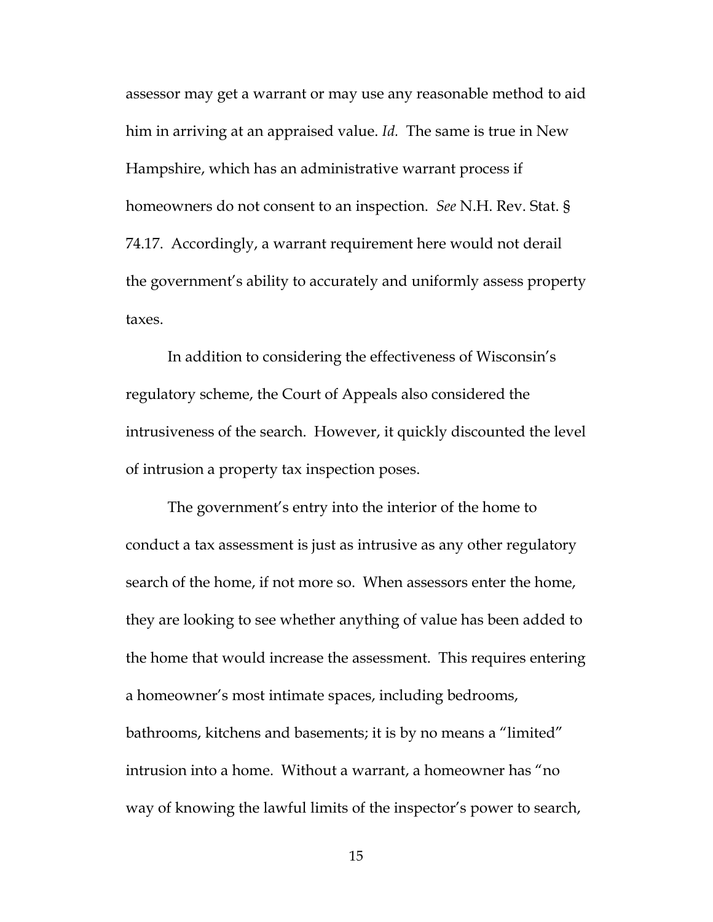assessor may get a warrant or may use any reasonable method to aid him in arriving at an appraised value. *Id.* The same is true in New Hampshire, which has an administrative warrant process if homeowners do not consent to an inspection. *See* N.H. Rev. Stat. § 74.17. Accordingly, a warrant requirement here would not derail the government's ability to accurately and uniformly assess property taxes.

In addition to considering the effectiveness of Wisconsin's regulatory scheme, the Court of Appeals also considered the intrusiveness of the search. However, it quickly discounted the level of intrusion a property tax inspection poses.

The government's entry into the interior of the home to conduct a tax assessment is just as intrusive as any other regulatory search of the home, if not more so. When assessors enter the home, they are looking to see whether anything of value has been added to the home that would increase the assessment. This requires entering a homeowner's most intimate spaces, including bedrooms, bathrooms, kitchens and basements; it is by no means a "limited" intrusion into a home. Without a warrant, a homeowner has "no way of knowing the lawful limits of the inspector's power to search,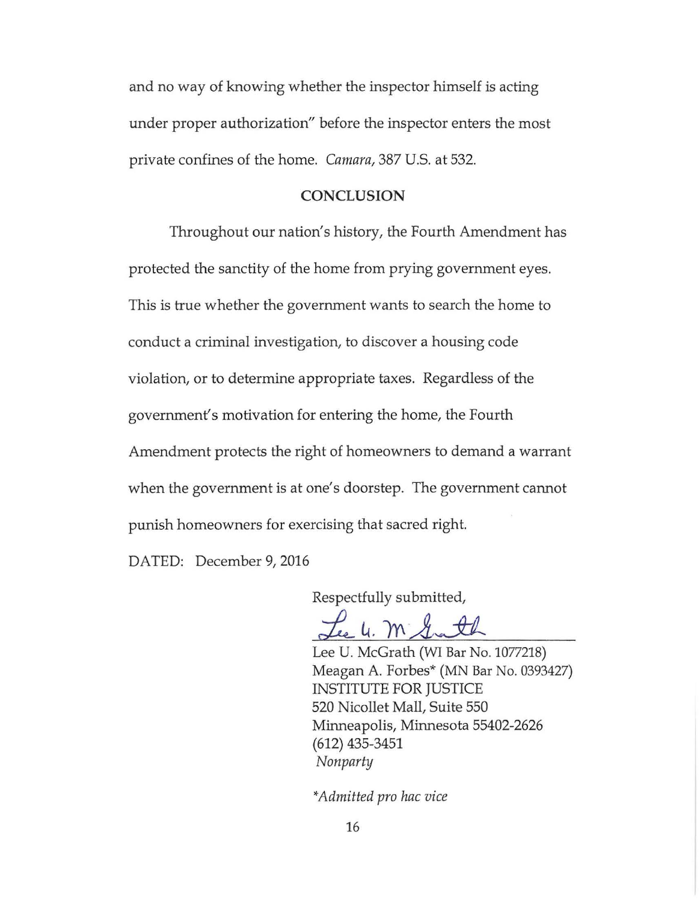and no way of knowing whether the inspector himself is acting under proper authorization" before the inspector enters the most private confines of the home. *Camara*, 387 U.S. at 532.

## CONCLUSION

Throughout our nation's history, the Fourth Amendment has protected the sanctity of the home from prying government eyes. This is true whether the government wants to search the home to conduct a criminal investigation, to discover a housing code violation, or to determine appropriate taxes. Regardless of the government's motivation for entering the home, the Fourth Amendment protects the right of homeowners to demand a warrant when the government is at one's doorstep. The government cannot punish homeowners for exercising that sacred right.

DATED: December 9, 2016

Respectfully submitted,

Lee U. McGrath (WI Bar No. 1077218)
Meagan A. Forbes* (MN Bar No. 0393427)
INSTITUTE FOR JUSTICE
520 Nicollet Mall, Suite 550
Minneapolis, Minnesota 55402-2626
(612) 435-3451
*Nonparty*

**Admitted pro hac vice*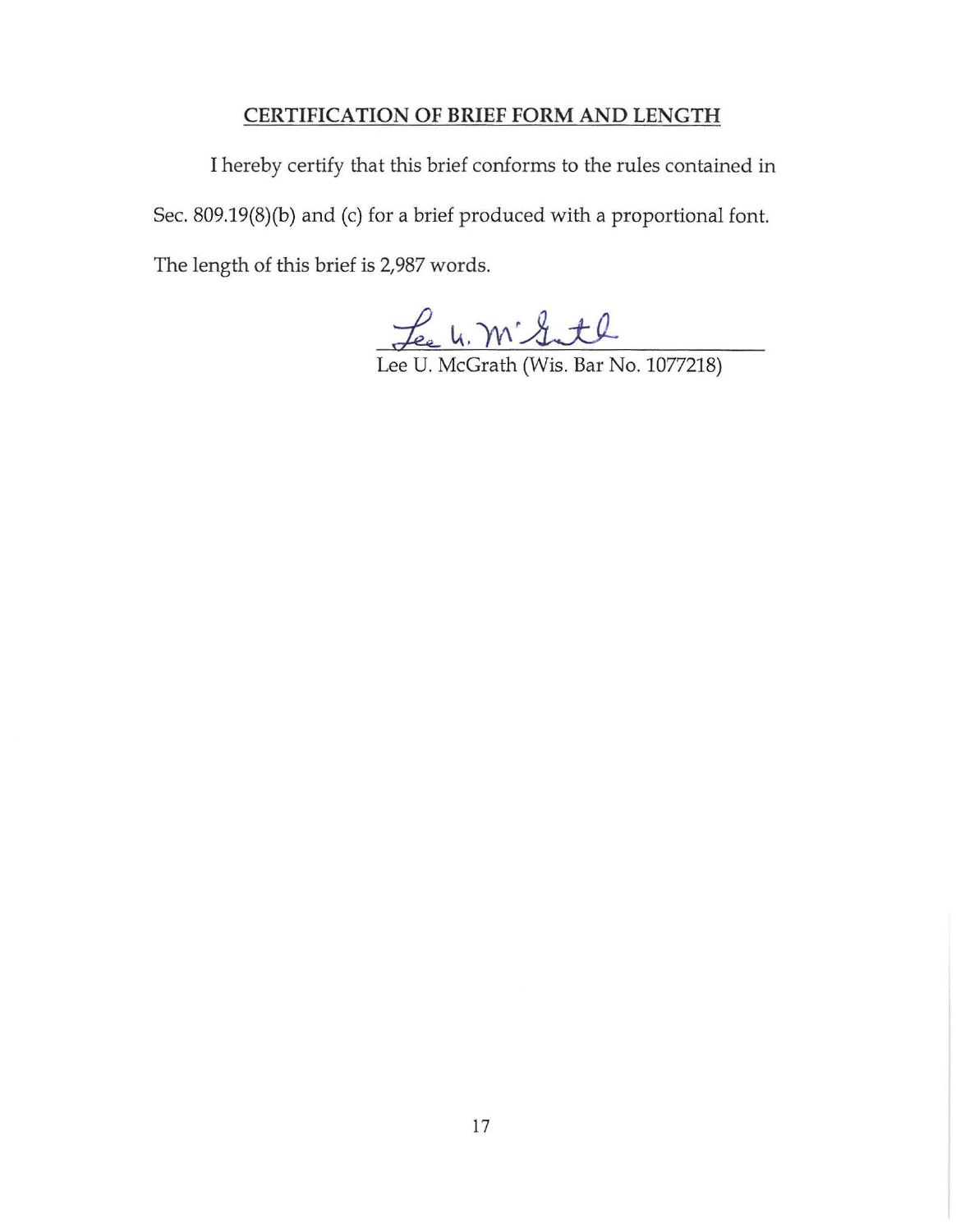## CERTIFICATION OF BRIEF FORM AND LENGTH

I hereby certify that this brief conforms to the rules contained in Sec. 809.19(8)(b) and (c) for a brief produced with a proportional font. The length of this brief is 2,987 words.

Lee U. McGrath (Wis. Bar No. 1077218)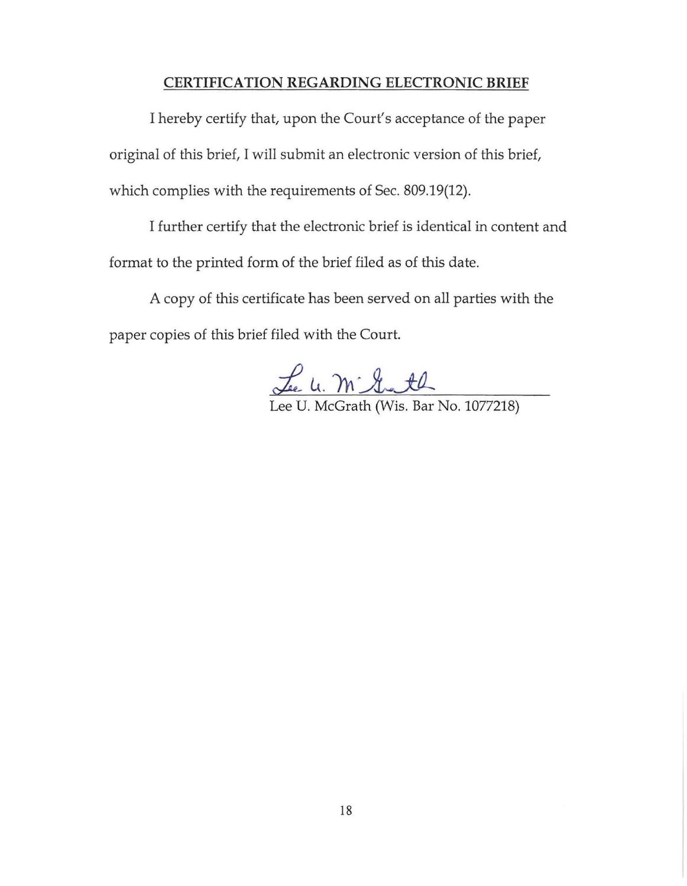## CERTIFICATION REGARDING ELECTRONIC BRIEF

I hereby certify that, upon the Court's acceptance of the paper original of this brief, I will submit an electronic version of this brief, which complies with the requirements of Sec. 809.19(12).

I further certify that the electronic brief is identical in content and format to the printed form of the brief filed as of this date.

A copy of this certificate has been served on all parties with the paper copies of this brief filed with the Court.

Lee U. McGrath

Lee U. McGrath (Wis. Bar No. 1077218)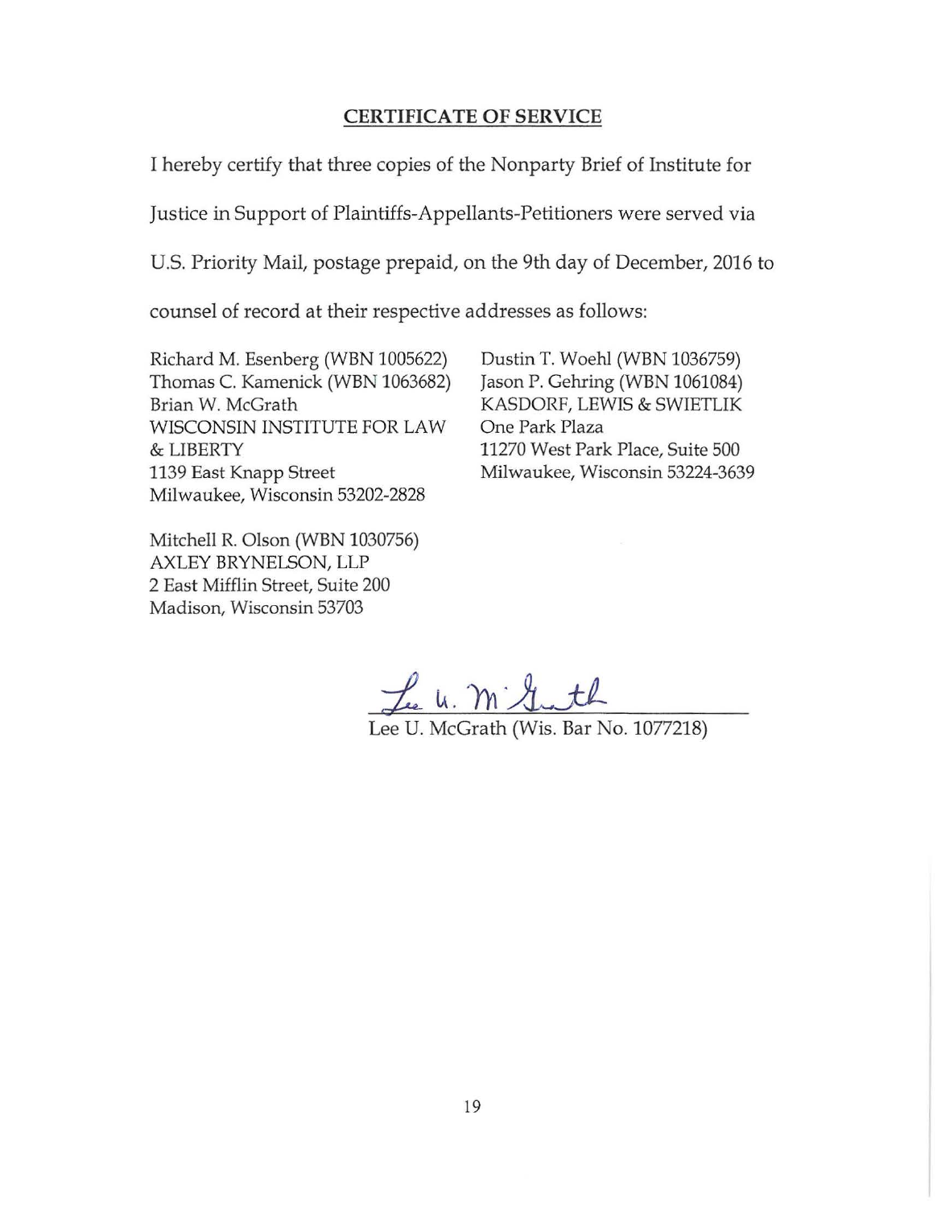## CERTIFICATE OF SERVICE

I hereby certify that three copies of the Nonparty Brief of Institute for Justice in Support of Plaintiffs-Appellants-Petitioners were served via U.S. Priority Mail, postage prepaid, on the 9th day of December, 2016 to counsel of record at their respective addresses as follows:

Richard M. Esenberg (WBN 1005622)
Thomas C. Kamenick (WBN 1063682)
Brian W. McGrath
WISCONSIN INSTITUTE FOR LAW & LIBERTY
1139 East Knapp Street
Milwaukee, Wisconsin 53202-2828

Dustin T. Woehl (WBN 1036759)
Jason P. Gehring (WBN 1061084)
KASDORF, LEWIS & SWIETLIK
One Park Plaza
11270 West Park Place, Suite 500
Milwaukee, Wisconsin 53224-3639

Mitchell R. Olson (WBN 1030756)
AXLEY BRYNELSON, LLP
2 East Mifflin Street, Suite 200
Madison, Wisconsin 53703

Lee U. McGrath (Wis. Bar No. 1077218)